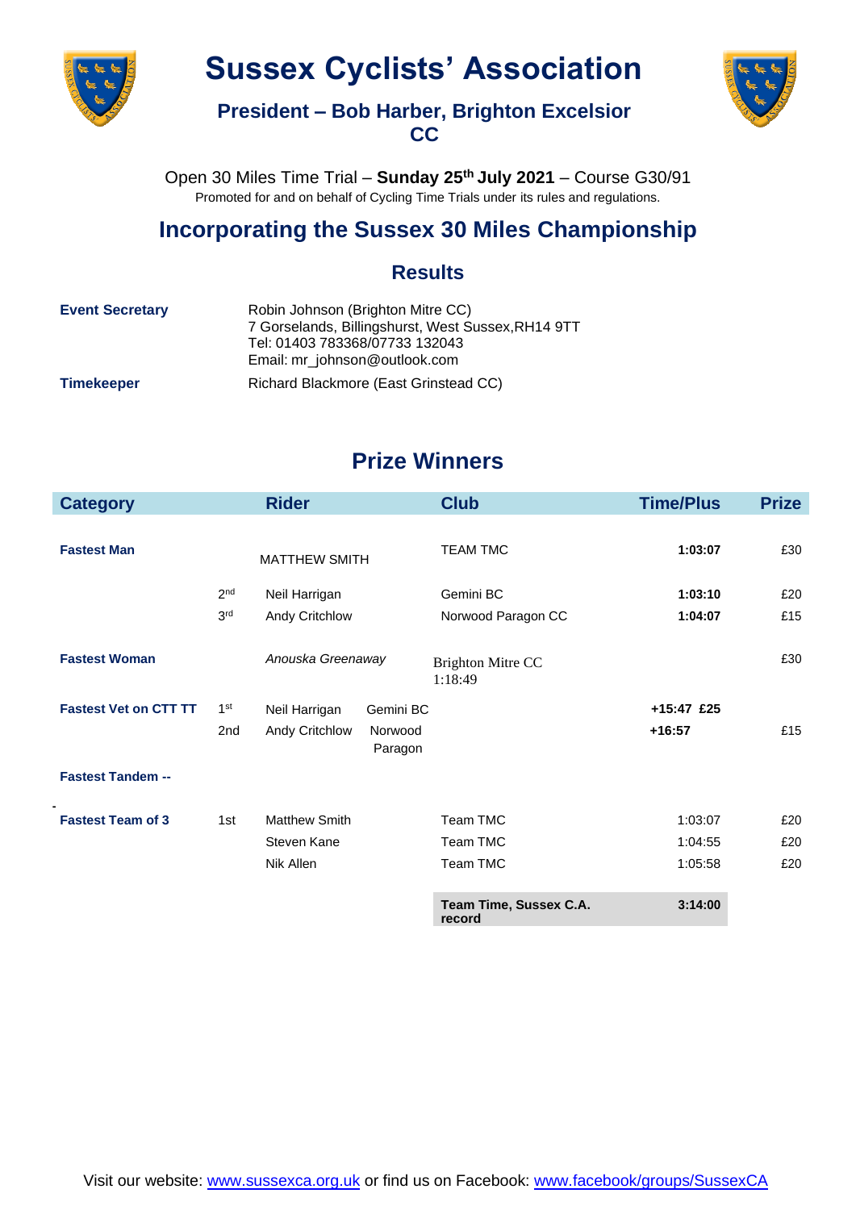# Sussex Cyclists' Association

### President – Bob Harber, Brighton Excelsior CC

Open 30 Miles Time Trial – **Sunday 25th July 2021** – Course G30/91

Promoted for and on behalf of Cycling Time Trials under its rules and regulations.

## Incorporating the Sussex 30 Miles Championship

### Results

**Event Secretary** Robin Johnson (Brighton Mitre CC)
7 Gorselands, Billingshurst, West Sussex,RH14 9TT
Tel: 01403 783368/07733 132043
Email: mr_johnson@outlook.com

**Timekeeper** Richard Blackmore (East Grinstead CC)

## Prize Winners

| Category | | Rider | Club | Time/Plus | Prize |
|---|---|---|---|---|---|
| **Fastest Man** | | MATTHEW SMITH | TEAM TMC | **1:03:07** | £30 |
| | 2nd | Neil Harrigan | Gemini BC | **1:03:10** | £20 |
| | 3rd | Andy Critchlow | Norwood Paragon CC | **1:04:07** | £15 |
| **Fastest Woman** | | *Anouska Greenaway* | Brighton Mitre CC 1:18:49 | | £30 |
| **Fastest Vet on CTT TT** | 1st | Neil Harrigan | Gemini BC | **+15:47** | **£25** |
| | 2nd | Andy Critchlow | Norwood Paragon | **+16:57** | £15 |
| **Fastest Tandem --** | | | | | |
| **Fastest Team of 3** | 1st | Matthew Smith | Team TMC | 1:03:07 | £20 |
| | | Steven Kane | Team TMC | 1:04:55 | £20 |
| | | Nik Allen | Team TMC | 1:05:58 | £20 |
| | | | **Team Time, Sussex C.A. record** | **3:14:00** | |

Visit our website: www.sussexca.org.uk or find us on Facebook: www.facebook/groups/SussexCA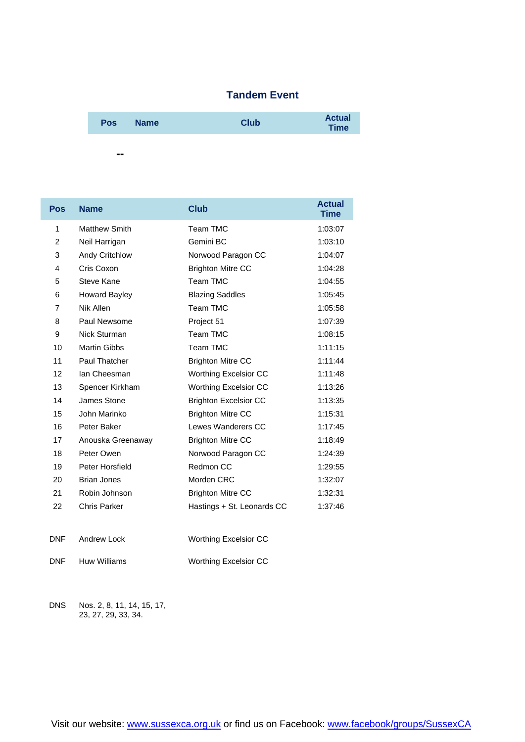## Tandem Event

| Pos | Name | Club | Actual Time |
|---|---|---|---|
| -- | | | |

| Pos | Name | Club | Actual Time |
|---|---|---|---|
| 1 | Matthew Smith | Team TMC | 1:03:07 |
| 2 | Neil Harrigan | Gemini BC | 1:03:10 |
| 3 | Andy Critchlow | Norwood Paragon CC | 1:04:07 |
| 4 | Cris Coxon | Brighton Mitre CC | 1:04:28 |
| 5 | Steve Kane | Team TMC | 1:04:55 |
| 6 | Howard Bayley | Blazing Saddles | 1:05:45 |
| 7 | Nik Allen | Team TMC | 1:05:58 |
| 8 | Paul Newsome | Project 51 | 1:07:39 |
| 9 | Nick Sturman | Team TMC | 1:08:15 |
| 10 | Martin Gibbs | Team TMC | 1:11:15 |
| 11 | Paul Thatcher | Brighton Mitre CC | 1:11:44 |
| 12 | Ian Cheesman | Worthing Excelsior CC | 1:11:48 |
| 13 | Spencer Kirkham | Worthing Excelsior CC | 1:13:26 |
| 14 | James Stone | Brighton Excelsior CC | 1:13:35 |
| 15 | John Marinko | Brighton Mitre CC | 1:15:31 |
| 16 | Peter Baker | Lewes Wanderers CC | 1:17:45 |
| 17 | Anouska Greenaway | Brighton Mitre CC | 1:18:49 |
| 18 | Peter Owen | Norwood Paragon CC | 1:24:39 |
| 19 | Peter Horsfield | Redmon CC | 1:29:55 |
| 20 | Brian Jones | Morden CRC | 1:32:07 |
| 21 | Robin Johnson | Brighton Mitre CC | 1:32:31 |
| 22 | Chris Parker | Hastings + St. Leonards CC | 1:37:46 |
| DNF | Andrew Lock | Worthing Excelsior CC | |
| DNF | Huw Williams | Worthing Excelsior CC | |
| DNS | Nos. 2, 8, 11, 14, 15, 17, 23, 27, 29, 33, 34. | | |

Visit our website: [www.sussexca.org.uk](http://www.sussexca.org.uk) or find us on Facebook: [www.facebook/groups/SussexCA](http://www.facebook/groups/SussexCA)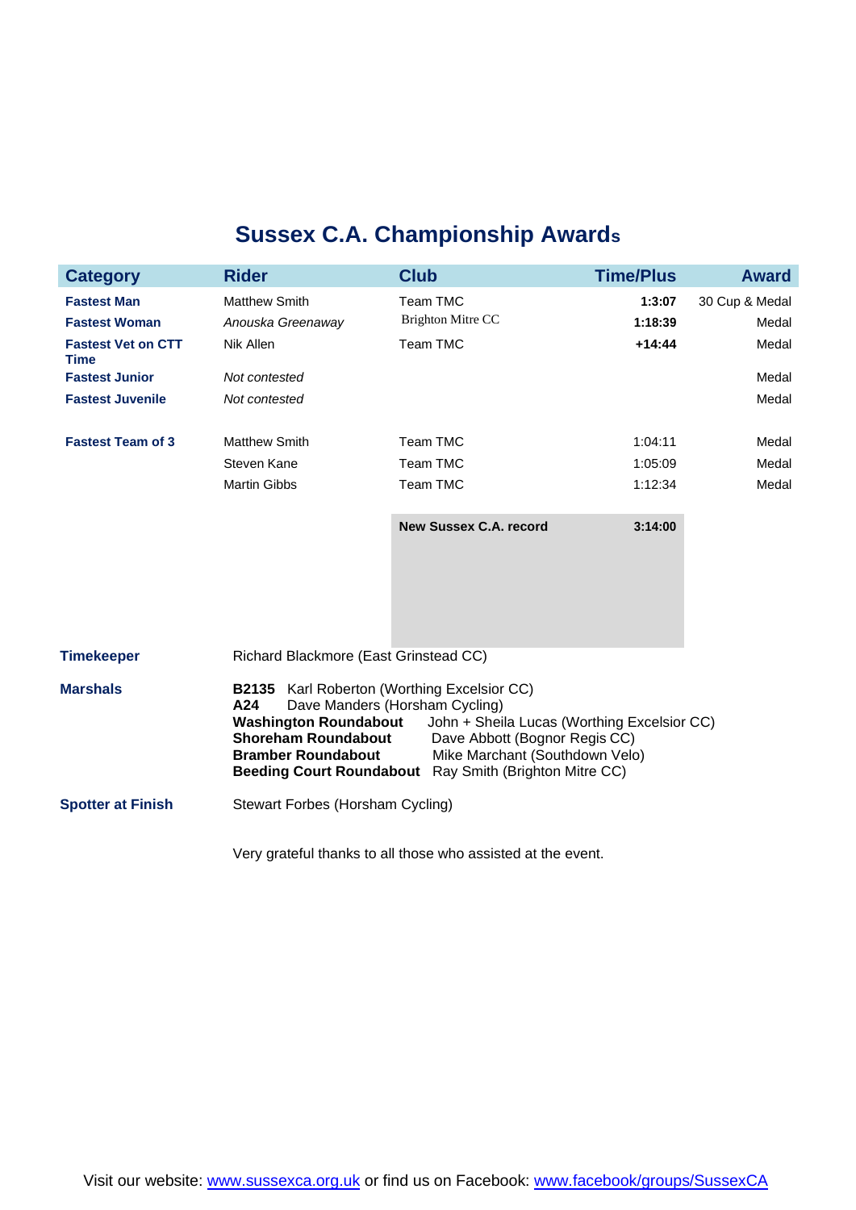# Sussex C.A. Championship Awards

| Category | Rider | Club | Time/Plus | Award |
|---|---|---|---|---|
| **Fastest Man** | Matthew Smith | Team TMC | **1:3:07** | 30 Cup & Medal |
| **Fastest Woman** | *Anouska Greenaway* | Brighton Mitre CC | **1:18:39** | Medal |
| **Fastest Vet on CTT Time** | Nik Allen | Team TMC | **+14:44** | Medal |
| **Fastest Junior** | *Not contested* | | | Medal |
| **Fastest Juvenile** | *Not contested* | | | Medal |
| | | | | |
| **Fastest Team of 3** | Matthew Smith | Team TMC | 1:04:11 | Medal |
| | Steven Kane | Team TMC | 1:05:09 | Medal |
| | Martin Gibbs | Team TMC | 1:12:34 | Medal |
| | | **New Sussex C.A. record** | **3:14:00** | |

**Timekeeper** Richard Blackmore (East Grinstead CC)

**Marshals**

**B2135** Karl Roberton (Worthing Excelsior CC)
**A24** Dave Manders (Horsham Cycling)
**Washington Roundabout** John + Sheila Lucas (Worthing Excelsior CC)
**Shoreham Roundabout** Dave Abbott (Bognor Regis CC)
**Bramber Roundabout** Mike Marchant (Southdown Velo)
**Beeding Court Roundabout** Ray Smith (Brighton Mitre CC)

**Spotter at Finish** Stewart Forbes (Horsham Cycling)

Very grateful thanks to all those who assisted at the event.

Visit our website: www.sussexca.org.uk or find us on Facebook: www.facebook/groups/SussexCA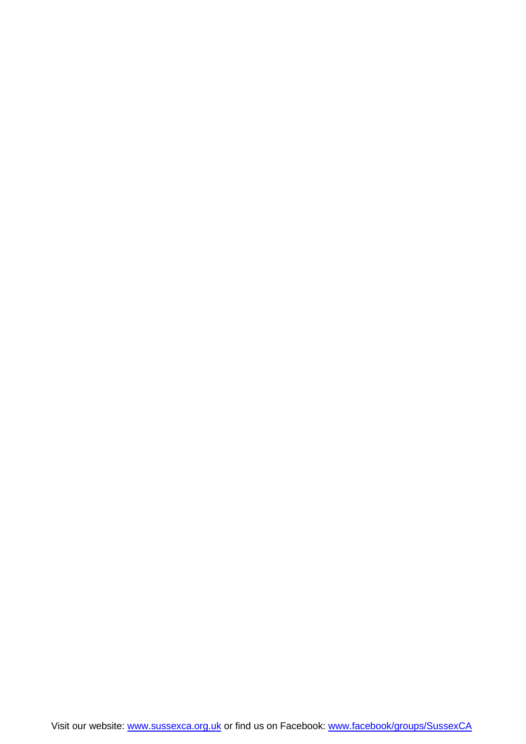Visit our website: www.sussexca.org.uk or find us on Facebook: www.facebook/groups/SussexCA